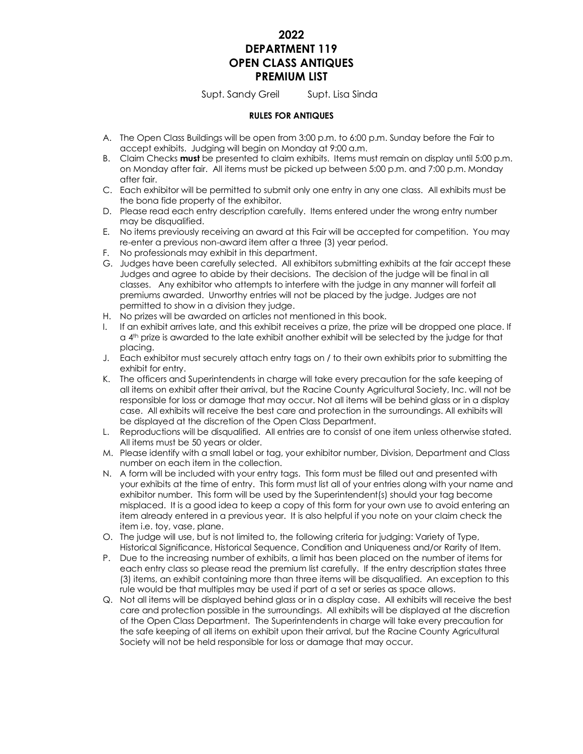# 2022
# DEPARTMENT 119
# OPEN CLASS ANTIQUES
# PREMIUM LIST

Supt. Sandy Greil Supt. Lisa Sinda

**RULES FOR ANTIQUES**

A. The Open Class Buildings will be open from 3:00 p.m. to 6:00 p.m. Sunday before the Fair to accept exhibits. Judging will begin on Monday at 9:00 a.m.

B. Claim Checks **must** be presented to claim exhibits. Items must remain on display until 5:00 p.m. on Monday after fair. All items must be picked up between 5:00 p.m. and 7:00 p.m. Monday after fair.

C. Each exhibitor will be permitted to submit only one entry in any one class. All exhibits must be the bona fide property of the exhibitor.

D. Please read each entry description carefully. Items entered under the wrong entry number may be disqualified.

E. No items previously receiving an award at this Fair will be accepted for competition. You may re-enter a previous non-award item after a three (3) year period.

F. No professionals may exhibit in this department.

G. Judges have been carefully selected. All exhibitors submitting exhibits at the fair accept these Judges and agree to abide by their decisions. The decision of the judge will be final in all classes. Any exhibitor who attempts to interfere with the judge in any manner will forfeit all premiums awarded. Unworthy entries will not be placed by the judge. Judges are not permitted to show in a division they judge.

H. No prizes will be awarded on articles not mentioned in this book.

I. If an exhibit arrives late, and this exhibit receives a prize, the prize will be dropped one place. If a 4th prize is awarded to the late exhibit another exhibit will be selected by the judge for that placing.

J. Each exhibitor must securely attach entry tags on / to their own exhibits prior to submitting the exhibit for entry.

K. The officers and Superintendents in charge will take every precaution for the safe keeping of all items on exhibit after their arrival, but the Racine County Agricultural Society, Inc. will not be responsible for loss or damage that may occur. Not all items will be behind glass or in a display case. All exhibits will receive the best care and protection in the surroundings. All exhibits will be displayed at the discretion of the Open Class Department.

L. Reproductions will be disqualified. All entries are to consist of one item unless otherwise stated. All items must be 50 years or older.

M. Please identify with a small label or tag, your exhibitor number, Division, Department and Class number on each item in the collection.

N. A form will be included with your entry tags. This form must be filled out and presented with your exhibits at the time of entry. This form must list all of your entries along with your name and exhibitor number. This form will be used by the Superintendent(s) should your tag become misplaced. It is a good idea to keep a copy of this form for your own use to avoid entering an item already entered in a previous year. It is also helpful if you note on your claim check the item i.e. toy, vase, plane.

O. The judge will use, but is not limited to, the following criteria for judging: Variety of Type, Historical Significance, Historical Sequence, Condition and Uniqueness and/or Rarity of Item.

P. Due to the increasing number of exhibits, a limit has been placed on the number of items for each entry class so please read the premium list carefully. If the entry description states three (3) items, an exhibit containing more than three items will be disqualified. An exception to this rule would be that multiples may be used if part of a set or series as space allows.

Q. Not all items will be displayed behind glass or in a display case. All exhibits will receive the best care and protection possible in the surroundings. All exhibits will be displayed at the discretion of the Open Class Department. The Superintendents in charge will take every precaution for the safe keeping of all items on exhibit upon their arrival, but the Racine County Agricultural Society will not be held responsible for loss or damage that may occur.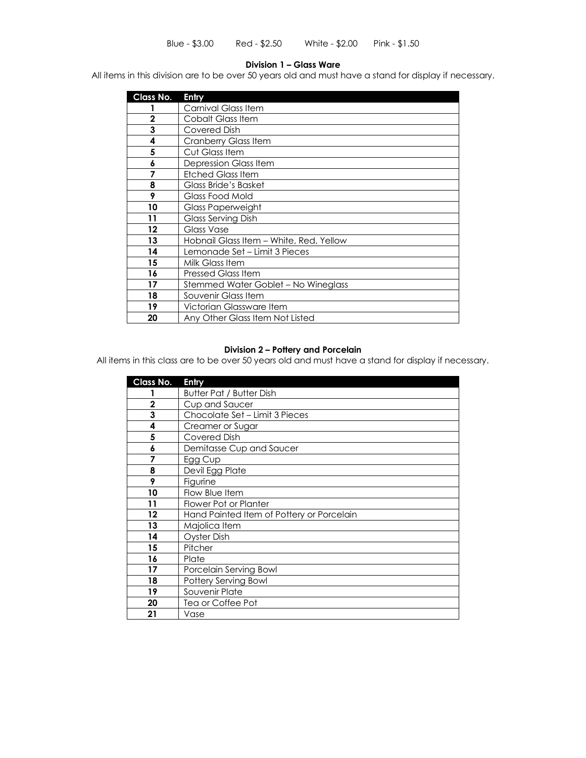Blue - $3.00 Red - $2.50 White - $2.00 Pink - $1.50

### Division 1 – Glass Ware

All items in this division are to be over 50 years old and must have a stand for display if necessary.

| Class No. | Entry |
|---|---|
| 1 | Carnival Glass Item |
| 2 | Cobalt Glass Item |
| 3 | Covered Dish |
| 4 | Cranberry Glass Item |
| 5 | Cut Glass Item |
| 6 | Depression Glass Item |
| 7 | Etched Glass Item |
| 8 | Glass Bride's Basket |
| 9 | Glass Food Mold |
| 10 | Glass Paperweight |
| 11 | Glass Serving Dish |
| 12 | Glass Vase |
| 13 | Hobnail Glass Item – White, Red, Yellow |
| 14 | Lemonade Set – Limit 3 Pieces |
| 15 | Milk Glass Item |
| 16 | Pressed Glass Item |
| 17 | Stemmed Water Goblet – No Wineglass |
| 18 | Souvenir Glass Item |
| 19 | Victorian Glassware Item |
| 20 | Any Other Glass Item Not Listed |

### Division 2 – Pottery and Porcelain

All items in this class are to be over 50 years old and must have a stand for display if necessary.

| Class No. | Entry |
|---|---|
| 1 | Butter Pat / Butter Dish |
| 2 | Cup and Saucer |
| 3 | Chocolate Set – Limit 3 Pieces |
| 4 | Creamer or Sugar |
| 5 | Covered Dish |
| 6 | Demitasse Cup and Saucer |
| 7 | Egg Cup |
| 8 | Devil Egg Plate |
| 9 | Figurine |
| 10 | Flow Blue Item |
| 11 | Flower Pot or Planter |
| 12 | Hand Painted Item of Pottery or Porcelain |
| 13 | Majolica Item |
| 14 | Oyster Dish |
| 15 | Pitcher |
| 16 | Plate |
| 17 | Porcelain Serving Bowl |
| 18 | Pottery Serving Bowl |
| 19 | Souvenir Plate |
| 20 | Tea or Coffee Pot |
| 21 | Vase |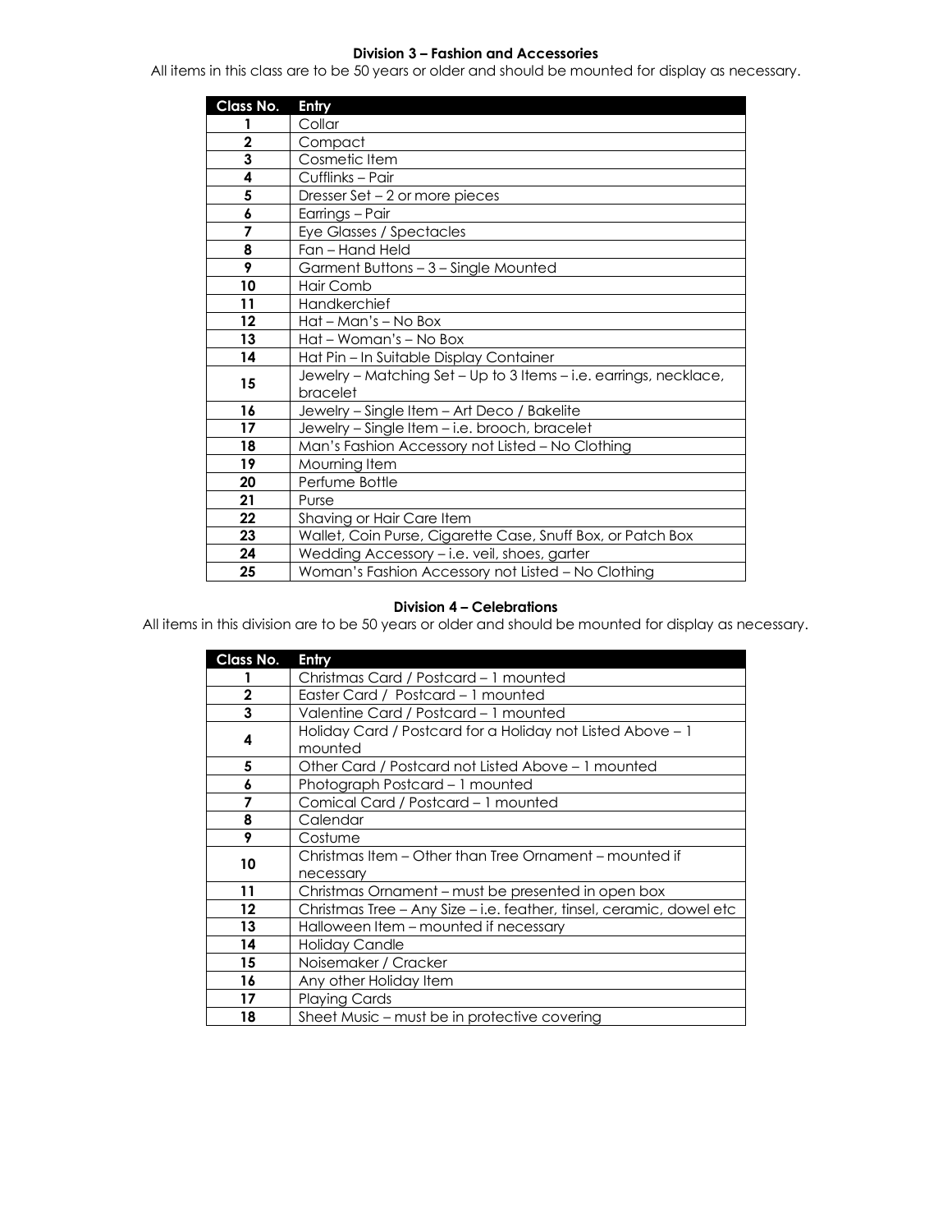### Division 3 – Fashion and Accessories

All items in this class are to be 50 years or older and should be mounted for display as necessary.

| Class No. | Entry |
|---|---|
| 1 | Collar |
| 2 | Compact |
| 3 | Cosmetic Item |
| 4 | Cufflinks – Pair |
| 5 | Dresser Set – 2 or more pieces |
| 6 | Earrings – Pair |
| 7 | Eye Glasses / Spectacles |
| 8 | Fan – Hand Held |
| 9 | Garment Buttons – 3 – Single Mounted |
| 10 | Hair Comb |
| 11 | Handkerchief |
| 12 | Hat – Man's – No Box |
| 13 | Hat – Woman's – No Box |
| 14 | Hat Pin – In Suitable Display Container |
| 15 | Jewelry – Matching Set – Up to 3 Items – i.e. earrings, necklace, bracelet |
| 16 | Jewelry – Single Item – Art Deco / Bakelite |
| 17 | Jewelry – Single Item – i.e. brooch, bracelet |
| 18 | Man's Fashion Accessory not Listed – No Clothing |
| 19 | Mourning Item |
| 20 | Perfume Bottle |
| 21 | Purse |
| 22 | Shaving or Hair Care Item |
| 23 | Wallet, Coin Purse, Cigarette Case, Snuff Box, or Patch Box |
| 24 | Wedding Accessory – i.e. veil, shoes, garter |
| 25 | Woman's Fashion Accessory not Listed – No Clothing |

### Division 4 – Celebrations

All items in this division are to be 50 years or older and should be mounted for display as necessary.

| Class No. | Entry |
|---|---|
| 1 | Christmas Card / Postcard – 1 mounted |
| 2 | Easter Card / Postcard – 1 mounted |
| 3 | Valentine Card / Postcard – 1 mounted |
| 4 | Holiday Card / Postcard for a Holiday not Listed Above – 1 mounted |
| 5 | Other Card / Postcard not Listed Above – 1 mounted |
| 6 | Photograph Postcard – 1 mounted |
| 7 | Comical Card / Postcard – 1 mounted |
| 8 | Calendar |
| 9 | Costume |
| 10 | Christmas Item – Other than Tree Ornament – mounted if necessary |
| 11 | Christmas Ornament – must be presented in open box |
| 12 | Christmas Tree – Any Size – i.e. feather, tinsel, ceramic, dowel etc |
| 13 | Halloween Item – mounted if necessary |
| 14 | Holiday Candle |
| 15 | Noisemaker / Cracker |
| 16 | Any other Holiday Item |
| 17 | Playing Cards |
| 18 | Sheet Music – must be in protective covering |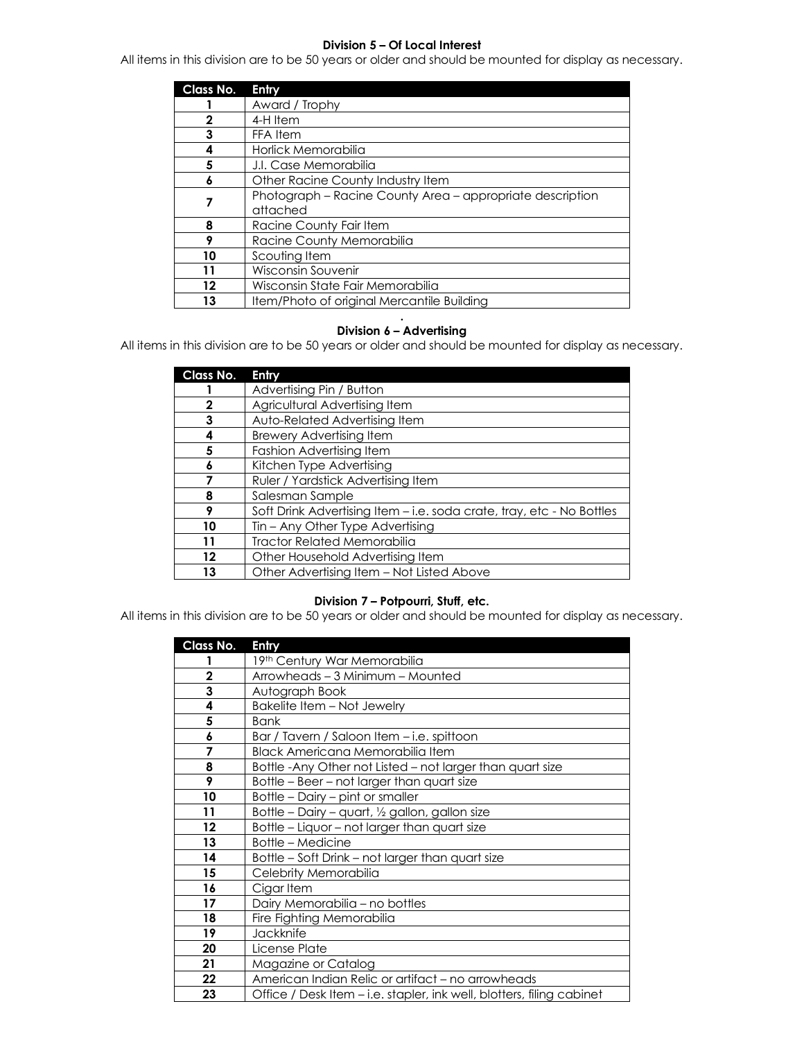### Division 5 – Of Local Interest

All items in this division are to be 50 years or older and should be mounted for display as necessary.

| Class No. | Entry |
|---|---|
| 1 | Award / Trophy |
| 2 | 4-H Item |
| 3 | FFA Item |
| 4 | Horlick Memorabilia |
| 5 | J.I. Case Memorabilia |
| 6 | Other Racine County Industry Item |
| 7 | Photograph – Racine County Area – appropriate description attached |
| 8 | Racine County Fair Item |
| 9 | Racine County Memorabilia |
| 10 | Scouting Item |
| 11 | Wisconsin Souvenir |
| 12 | Wisconsin State Fair Memorabilia |
| 13 | Item/Photo of original Mercantile Building |

### Division 6 – Advertising

All items in this division are to be 50 years or older and should be mounted for display as necessary.

| Class No. | Entry |
|---|---|
| 1 | Advertising Pin / Button |
| 2 | Agricultural Advertising Item |
| 3 | Auto-Related Advertising Item |
| 4 | Brewery Advertising Item |
| 5 | Fashion Advertising Item |
| 6 | Kitchen Type Advertising |
| 7 | Ruler / Yardstick Advertising Item |
| 8 | Salesman Sample |
| 9 | Soft Drink Advertising Item – i.e. soda crate, tray, etc - No Bottles |
| 10 | Tin – Any Other Type Advertising |
| 11 | Tractor Related Memorabilia |
| 12 | Other Household Advertising Item |
| 13 | Other Advertising Item – Not Listed Above |

### Division 7 – Potpourri, Stuff, etc.

All items in this division are to be 50 years or older and should be mounted for display as necessary.

| Class No. | Entry |
|---|---|
| 1 | 19th Century War Memorabilia |
| 2 | Arrowheads – 3 Minimum – Mounted |
| 3 | Autograph Book |
| 4 | Bakelite Item – Not Jewelry |
| 5 | Bank |
| 6 | Bar / Tavern / Saloon Item – i.e. spittoon |
| 7 | Black Americana Memorabilia Item |
| 8 | Bottle -Any Other not Listed – not larger than quart size |
| 9 | Bottle – Beer – not larger than quart size |
| 10 | Bottle – Dairy – pint or smaller |
| 11 | Bottle – Dairy – quart, ½ gallon, gallon size |
| 12 | Bottle – Liquor – not larger than quart size |
| 13 | Bottle – Medicine |
| 14 | Bottle – Soft Drink – not larger than quart size |
| 15 | Celebrity Memorabilia |
| 16 | Cigar Item |
| 17 | Dairy Memorabilia – no bottles |
| 18 | Fire Fighting Memorabilia |
| 19 | Jackknife |
| 20 | License Plate |
| 21 | Magazine or Catalog |
| 22 | American Indian Relic or artifact – no arrowheads |
| 23 | Office / Desk Item – i.e. stapler, ink well, blotters, filing cabinet |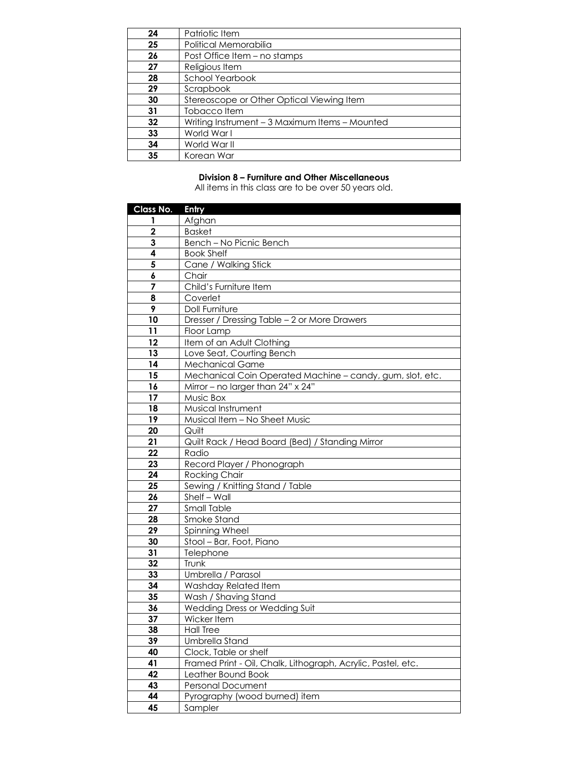| | |
|---|---|
| **24** | Patriotic Item |
| **25** | Political Memorabilia |
| **26** | Post Office Item – no stamps |
| **27** | Religious Item |
| **28** | School Yearbook |
| **29** | Scrapbook |
| **30** | Stereoscope or Other Optical Viewing Item |
| **31** | Tobacco Item |
| **32** | Writing Instrument – 3 Maximum Items – Mounted |
| **33** | World War I |
| **34** | World War II |
| **35** | Korean War |

### Division 8 – Furniture and Other Miscellaneous

All items in this class are to be over 50 years old.

| Class No. | Entry |
|---|---|
| **1** | Afghan |
| **2** | Basket |
| **3** | Bench – No Picnic Bench |
| **4** | Book Shelf |
| **5** | Cane / Walking Stick |
| **6** | Chair |
| **7** | Child's Furniture Item |
| **8** | Coverlet |
| **9** | Doll Furniture |
| **10** | Dresser / Dressing Table – 2 or More Drawers |
| **11** | Floor Lamp |
| **12** | Item of an Adult Clothing |
| **13** | Love Seat, Courting Bench |
| **14** | Mechanical Game |
| **15** | Mechanical Coin Operated Machine – candy, gum, slot, etc. |
| **16** | Mirror – no larger than 24" x 24" |
| **17** | Music Box |
| **18** | Musical Instrument |
| **19** | Musical Item – No Sheet Music |
| **20** | Quilt |
| **21** | Quilt Rack / Head Board (Bed) / Standing Mirror |
| **22** | Radio |
| **23** | Record Player / Phonograph |
| **24** | Rocking Chair |
| **25** | Sewing / Knitting Stand / Table |
| **26** | Shelf – Wall |
| **27** | Small Table |
| **28** | Smoke Stand |
| **29** | Spinning Wheel |
| **30** | Stool – Bar, Foot, Piano |
| **31** | Telephone |
| **32** | Trunk |
| **33** | Umbrella / Parasol |
| **34** | Washday Related Item |
| **35** | Wash / Shaving Stand |
| **36** | Wedding Dress or Wedding Suit |
| **37** | Wicker Item |
| **38** | Hall Tree |
| **39** | Umbrella Stand |
| **40** | Clock, Table or shelf |
| **41** | Framed Print - Oil, Chalk, Lithograph, Acrylic, Pastel, etc. |
| **42** | Leather Bound Book |
| **43** | Personal Document |
| **44** | Pyrography (wood burned) item |
| **45** | Sampler |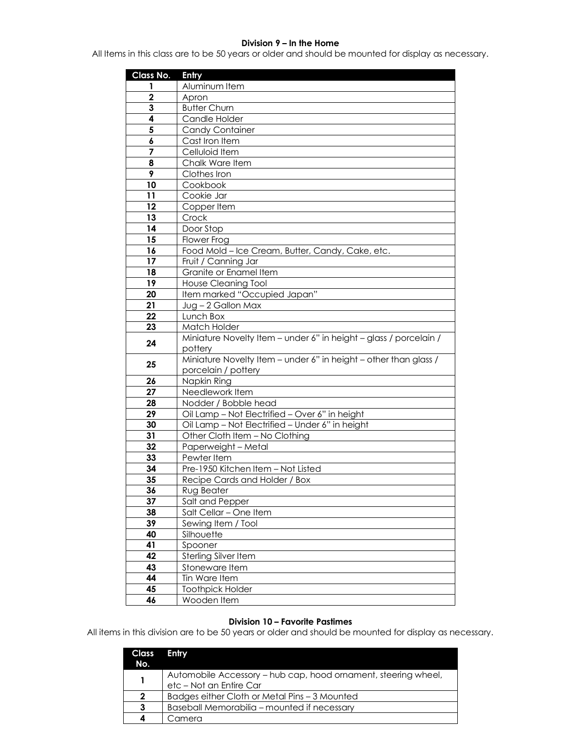### Division 9 – In the Home

All Items in this class are to be 50 years or older and should be mounted for display as necessary.

| Class No. | Entry |
|---|---|
| 1 | Aluminum Item |
| 2 | Apron |
| 3 | Butter Churn |
| 4 | Candle Holder |
| 5 | Candy Container |
| 6 | Cast Iron Item |
| 7 | Celluloid Item |
| 8 | Chalk Ware Item |
| 9 | Clothes Iron |
| 10 | Cookbook |
| 11 | Cookie Jar |
| 12 | Copper Item |
| 13 | Crock |
| 14 | Door Stop |
| 15 | Flower Frog |
| 16 | Food Mold – Ice Cream, Butter, Candy, Cake, etc. |
| 17 | Fruit / Canning Jar |
| 18 | Granite or Enamel Item |
| 19 | House Cleaning Tool |
| 20 | Item marked "Occupied Japan" |
| 21 | Jug – 2 Gallon Max |
| 22 | Lunch Box |
| 23 | Match Holder |
| 24 | Miniature Novelty Item – under 6" in height – glass / porcelain / pottery |
| 25 | Miniature Novelty Item – under 6" in height – other than glass / porcelain / pottery |
| 26 | Napkin Ring |
| 27 | Needlework Item |
| 28 | Nodder / Bobble head |
| 29 | Oil Lamp – Not Electrified – Over 6" in height |
| 30 | Oil Lamp – Not Electrified – Under 6" in height |
| 31 | Other Cloth Item – No Clothing |
| 32 | Paperweight – Metal |
| 33 | Pewter Item |
| 34 | Pre-1950 Kitchen Item – Not Listed |
| 35 | Recipe Cards and Holder / Box |
| 36 | Rug Beater |
| 37 | Salt and Pepper |
| 38 | Salt Cellar – One Item |
| 39 | Sewing Item / Tool |
| 40 | Silhouette |
| 41 | Spooner |
| 42 | Sterling Silver Item |
| 43 | Stoneware Item |
| 44 | Tin Ware Item |
| 45 | Toothpick Holder |
| 46 | Wooden Item |

### Division 10 – Favorite Pastimes

All items in this division are to be 50 years or older and should be mounted for display as necessary.

| Class No. | Entry |
|---|---|
| 1 | Automobile Accessory – hub cap, hood ornament, steering wheel, etc – Not an Entire Car |
| 2 | Badges either Cloth or Metal Pins – 3 Mounted |
| 3 | Baseball Memorabilia – mounted if necessary |
| 4 | Camera |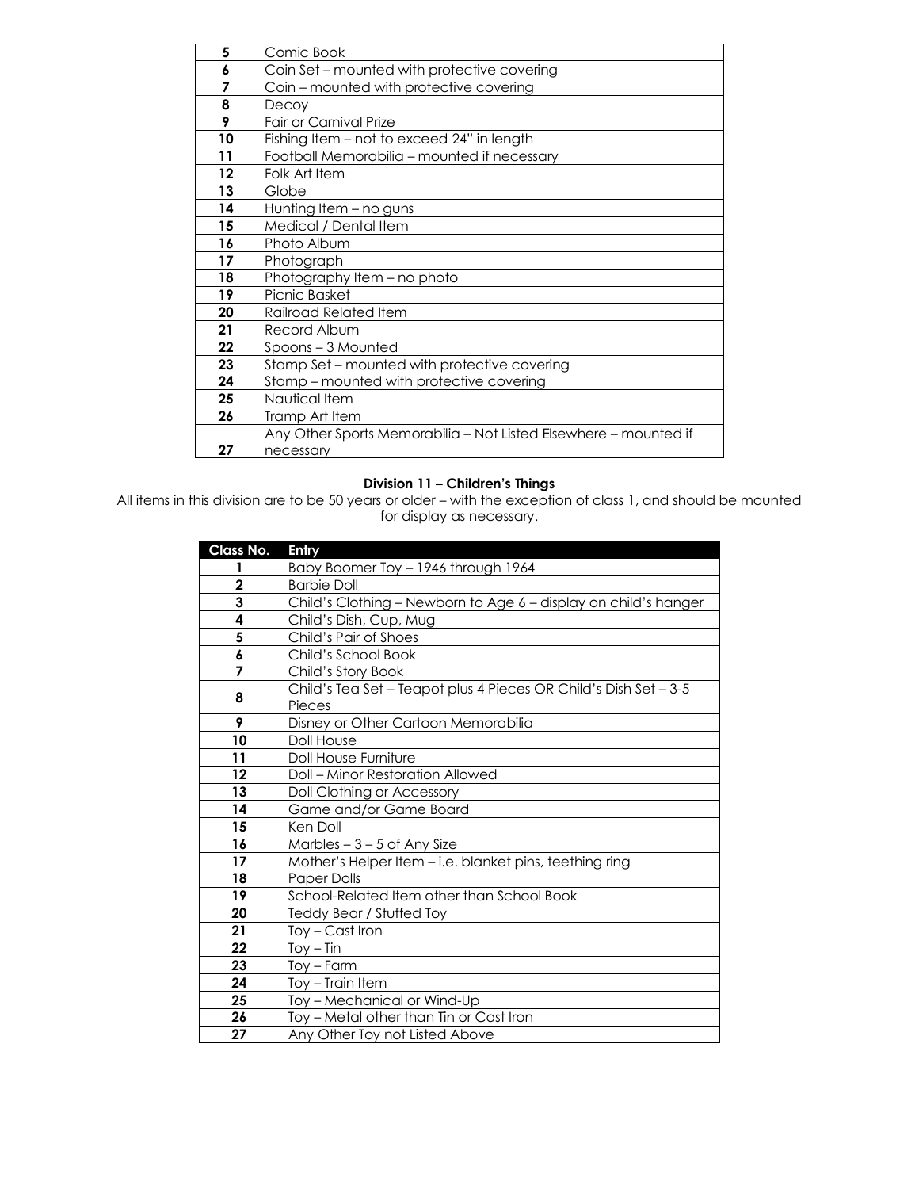| | |
|---|---|
| 5 | Comic Book |
| 6 | Coin Set – mounted with protective covering |
| 7 | Coin – mounted with protective covering |
| 8 | Decoy |
| 9 | Fair or Carnival Prize |
| 10 | Fishing Item – not to exceed 24" in length |
| 11 | Football Memorabilia – mounted if necessary |
| 12 | Folk Art Item |
| 13 | Globe |
| 14 | Hunting Item – no guns |
| 15 | Medical / Dental Item |
| 16 | Photo Album |
| 17 | Photograph |
| 18 | Photography Item – no photo |
| 19 | Picnic Basket |
| 20 | Railroad Related Item |
| 21 | Record Album |
| 22 | Spoons – 3 Mounted |
| 23 | Stamp Set – mounted with protective covering |
| 24 | Stamp – mounted with protective covering |
| 25 | Nautical Item |
| 26 | Tramp Art Item |
| 27 | Any Other Sports Memorabilia – Not Listed Elsewhere – mounted if necessary |

**Division 11 – Children's Things**

All items in this division are to be 50 years or older – with the exception of class 1, and should be mounted for display as necessary.

| Class No. | Entry |
|---|---|
| 1 | Baby Boomer Toy – 1946 through 1964 |
| 2 | Barbie Doll |
| 3 | Child's Clothing – Newborn to Age 6 – display on child's hanger |
| 4 | Child's Dish, Cup, Mug |
| 5 | Child's Pair of Shoes |
| 6 | Child's School Book |
| 7 | Child's Story Book |
| 8 | Child's Tea Set – Teapot plus 4 Pieces OR Child's Dish Set – 3-5 Pieces |
| 9 | Disney or Other Cartoon Memorabilia |
| 10 | Doll House |
| 11 | Doll House Furniture |
| 12 | Doll – Minor Restoration Allowed |
| 13 | Doll Clothing or Accessory |
| 14 | Game and/or Game Board |
| 15 | Ken Doll |
| 16 | Marbles – 3 – 5 of Any Size |
| 17 | Mother's Helper Item – i.e. blanket pins, teething ring |
| 18 | Paper Dolls |
| 19 | School-Related Item other than School Book |
| 20 | Teddy Bear / Stuffed Toy |
| 21 | Toy – Cast Iron |
| 22 | Toy – Tin |
| 23 | Toy – Farm |
| 24 | Toy – Train Item |
| 25 | Toy – Mechanical or Wind-Up |
| 26 | Toy – Metal other than Tin or Cast Iron |
| 27 | Any Other Toy not Listed Above |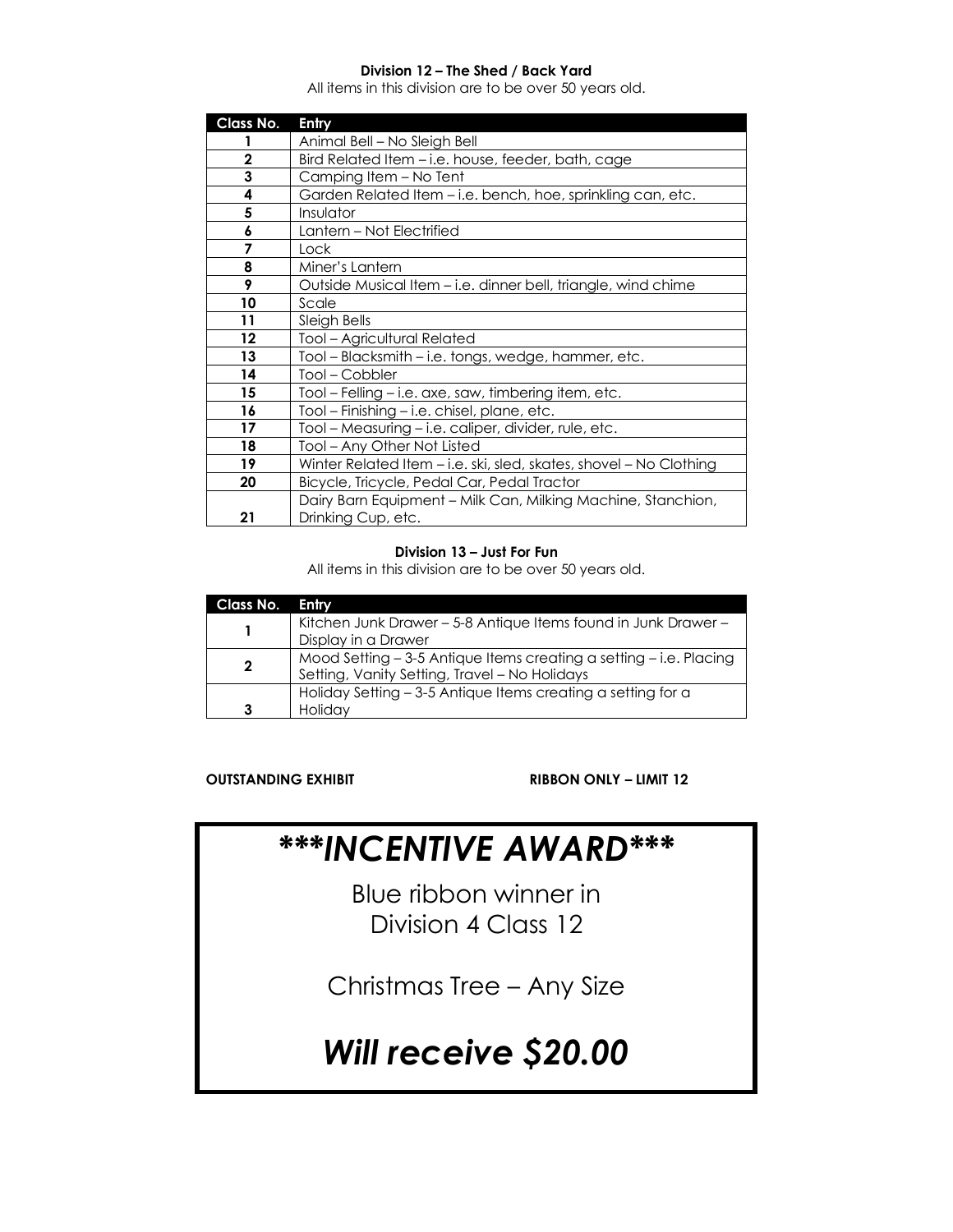### Division 12 – The Shed / Back Yard

All items in this division are to be over 50 years old.

| Class No. | Entry |
|---|---|
| 1 | Animal Bell – No Sleigh Bell |
| 2 | Bird Related Item – i.e. house, feeder, bath, cage |
| 3 | Camping Item – No Tent |
| 4 | Garden Related Item – i.e. bench, hoe, sprinkling can, etc. |
| 5 | Insulator |
| 6 | Lantern – Not Electrified |
| 7 | Lock |
| 8 | Miner's Lantern |
| 9 | Outside Musical Item – i.e. dinner bell, triangle, wind chime |
| 10 | Scale |
| 11 | Sleigh Bells |
| 12 | Tool – Agricultural Related |
| 13 | Tool – Blacksmith – i.e. tongs, wedge, hammer, etc. |
| 14 | Tool – Cobbler |
| 15 | Tool – Felling – i.e. axe, saw, timbering item, etc. |
| 16 | Tool – Finishing – i.e. chisel, plane, etc. |
| 17 | Tool – Measuring – i.e. caliper, divider, rule, etc. |
| 18 | Tool – Any Other Not Listed |
| 19 | Winter Related Item – i.e. ski, sled, skates, shovel – No Clothing |
| 20 | Bicycle, Tricycle, Pedal Car, Pedal Tractor |
| 21 | Dairy Barn Equipment – Milk Can, Milking Machine, Stanchion, Drinking Cup, etc. |

### Division 13 – Just For Fun

All items in this division are to be over 50 years old.

| Class No. | Entry |
|---|---|
| 1 | Kitchen Junk Drawer – 5-8 Antique Items found in Junk Drawer – Display in a Drawer |
| 2 | Mood Setting – 3-5 Antique Items creating a setting – i.e. Placing Setting, Vanity Setting, Travel – No Holidays |
| 3 | Holiday Setting – 3-5 Antique Items creating a setting for a Holiday |

**OUTSTANDING EXHIBIT** **RIBBON ONLY – LIMIT 12**

# ***INCENTIVE AWARD***

Blue ribbon winner in
Division 4 Class 12

Christmas Tree – Any Size

## *Will receive $20.00*